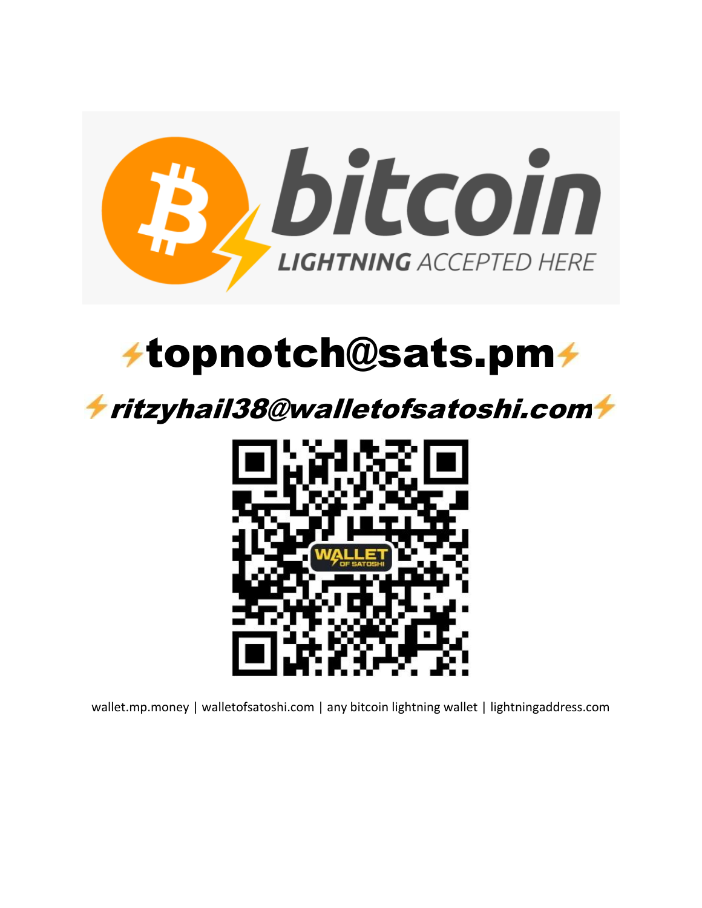# bitcoin

**LIGHTNING** *ACCEPTED HERE*

# ⚡topnotch@sats.pm⚡

## ⚡*ritzyhail38@walletofsatoshi.com*⚡

WALLET OF SATOSHI

wallet.mp.money | walletofsatoshi.com | any bitcoin lightning wallet | lightningaddress.com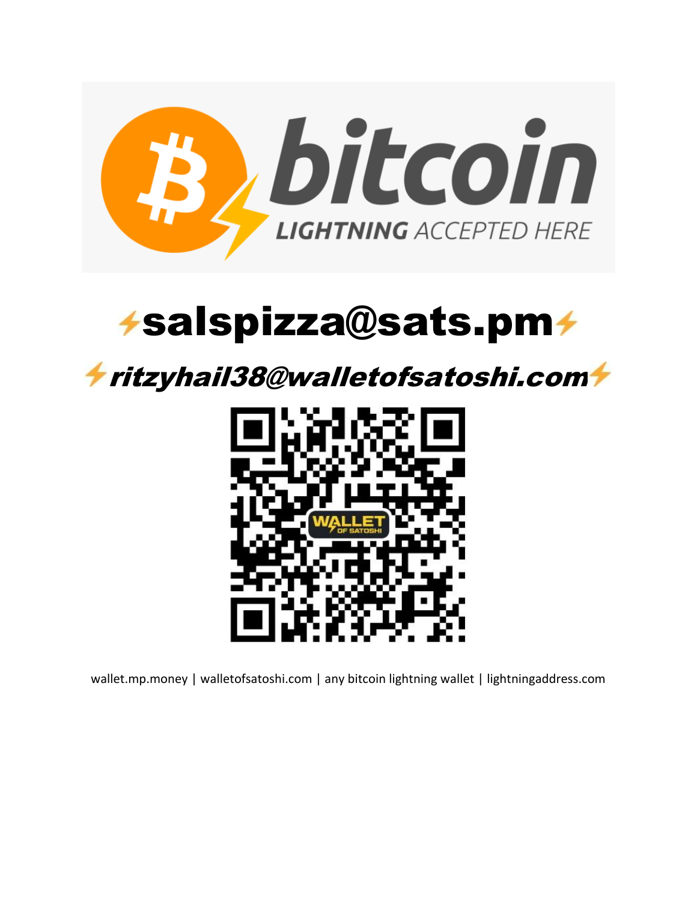# bitcoin LIGHTNING ACCEPTED HERE

## ⚡salspizza@sats.pm⚡

## ⚡*ritzyhail38@walletofsatoshi.com*⚡

WALLET OF SATOSHI

wallet.mp.money | walletofsatoshi.com | any bitcoin lightning wallet | lightningaddress.com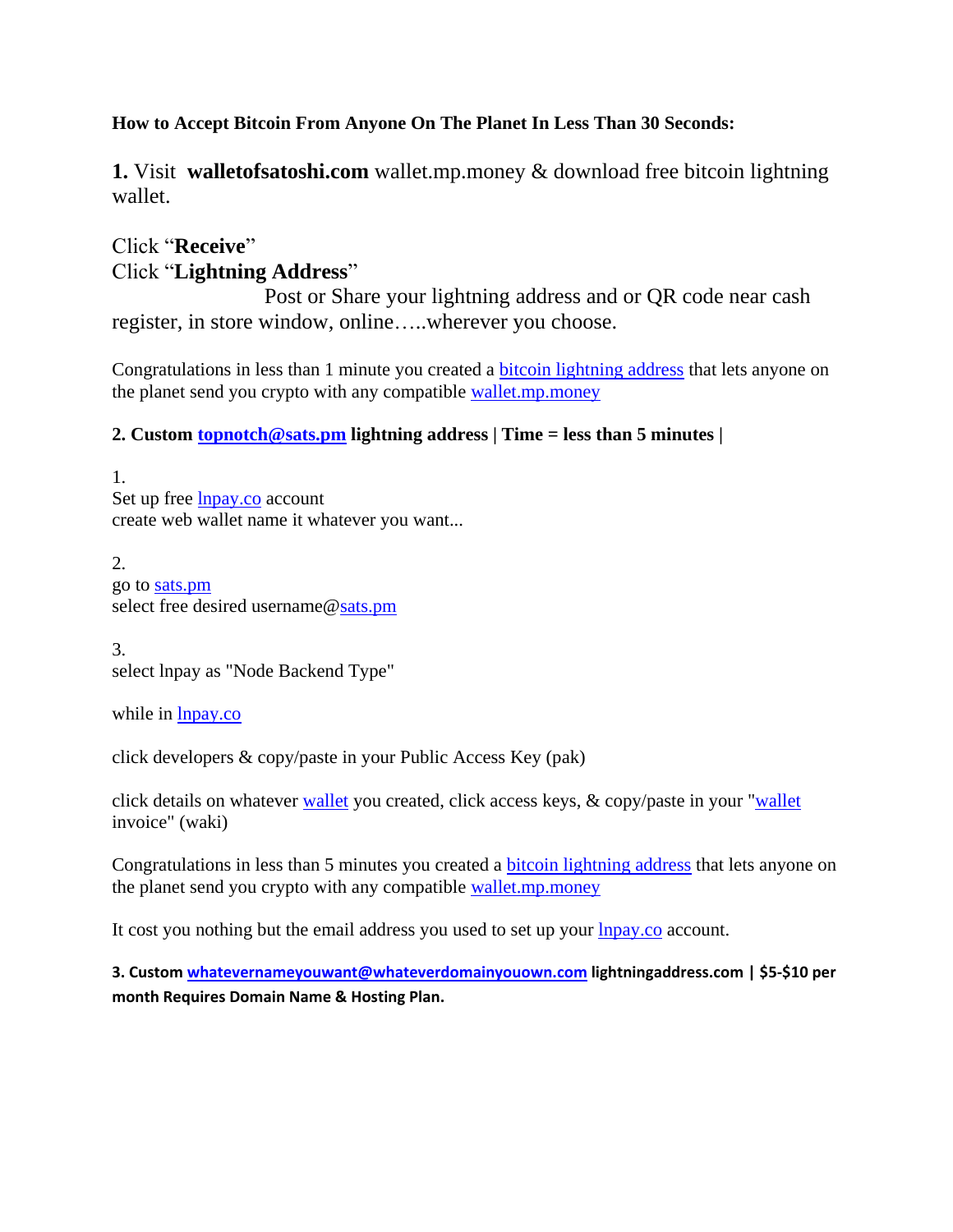**How to Accept Bitcoin From Anyone On The Planet In Less Than 30 Seconds:**

**1.** Visit **walletofsatoshi.com** wallet.mp.money & download free bitcoin lightning wallet.

Click "**Receive**"
Click "**Lightning Address**"
Post or Share your lightning address and or QR code near cash register, in store window, online…..wherever you choose.

Congratulations in less than 1 minute you created a bitcoin lightning address that lets anyone on the planet send you crypto with any compatible wallet.mp.money

**2. Custom topnotch@sats.pm lightning address | Time = less than 5 minutes |**

1.
Set up free lnpay.co account
create web wallet name it whatever you want...

2.
go to sats.pm
select free desired username@sats.pm

3.
select lnpay as "Node Backend Type"

while in lnpay.co

click developers & copy/paste in your Public Access Key (pak)

click details on whatever wallet you created, click access keys, & copy/paste in your "wallet invoice" (waki)

Congratulations in less than 5 minutes you created a bitcoin lightning address that lets anyone on the planet send you crypto with any compatible wallet.mp.money

It cost you nothing but the email address you used to set up your lnpay.co account.

**3. Custom whatevernameyouwant@whateverdomainyouown.com lightningaddress.com | $5-$10 per month Requires Domain Name & Hosting Plan.**